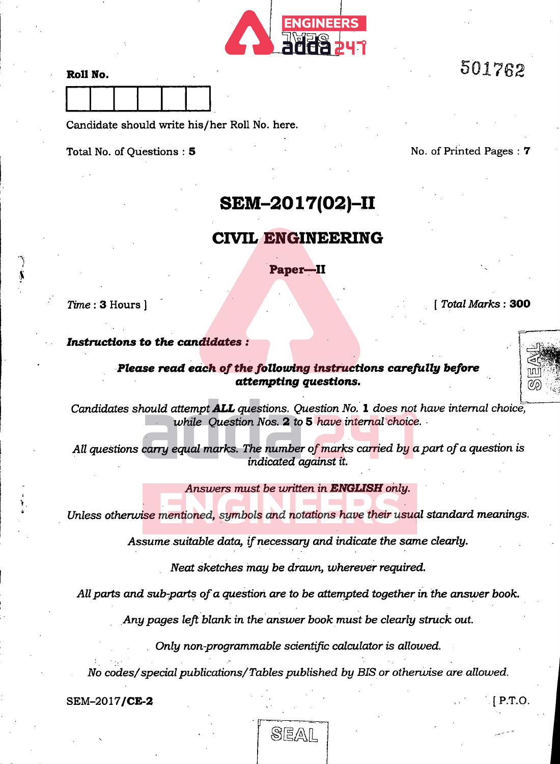501762

**Roll No.**

| | | | | | |
|---|---|---|---|---|---|
| | | | | | |

Candidate should write his/her Roll No. here.

Total No. of Questions : **5**

No. of Printed Pages : **7**

# SEM–2017(02)–II

## CIVIL ENGINEERING

### Paper—II

*Time* : **3** Hours ]

[ *Total Marks* : **300**

***Instructions to the candidates :***

***Please read each of the following instructions carefully before attempting questions.***

*Candidates should attempt **ALL** questions. Question No. **1** does not have internal choice, while Question Nos. **2** to **5** have internal choice.*

*All questions carry equal marks. The number of marks carried by a part of a question is indicated against it.*

*Answers must be written in **ENGLISH** only.*

*Unless otherwise mentioned, symbols and notations have their usual standard meanings.*

*Assume suitable data, if necessary and indicate the same clearly.*

*Neat sketches may be drawn, wherever required.*

*All parts and sub-parts of a question are to be attempted together in the answer book.*

*Any pages left blank in the answer book must be clearly struck out.*

*Only non-programmable scientific calculator is allowed.*

*No codes/special publications/Tables published by BIS or otherwise are allowed.*

SEM–2017/**CE-2**

[ P.T.O.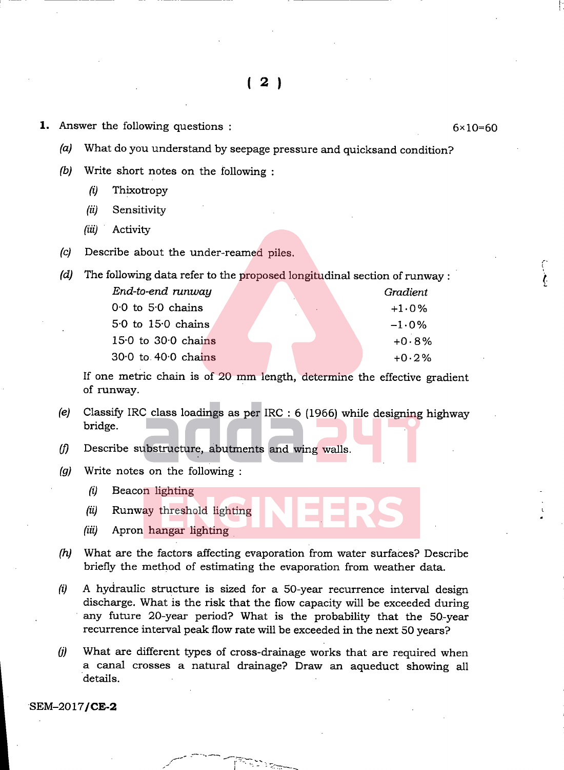1. Answer the following questions : 6×10=60

*(a)* What do you understand by seepage pressure and quicksand condition?

*(b)* Write short notes on the following :

- *(i)* Thixotropy
- *(ii)* Sensitivity
- *(iii)* Activity

*(c)* Describe about the under-reamed piles.

*(d)* The following data refer to the proposed longitudinal section of runway :

| *End-to-end runway* | *Gradient* |
|---|---|
| 0·0 to 5·0 chains | +1·0% |
| 5·0 to 15·0 chains | −1·0% |
| 15·0 to 30·0 chains | +0·8% |
| 30·0 to 40·0 chains | +0·2% |

If one metric chain is of 20 mm length, determine the effective gradient of runway.

*(e)* Classify IRC class loadings as per IRC : 6 (1966) while designing highway bridge.

*(f)* Describe substructure, abutments and wing walls.

*(g)* Write notes on the following :

- *(i)* Beacon lighting
- *(ii)* Runway threshold lighting
- *(iii)* Apron hangar lighting

*(h)* What are the factors affecting evaporation from water surfaces? Describe briefly the method of estimating the evaporation from weather data.

*(i)* A hydraulic structure is sized for a 50-year recurrence interval design discharge. What is the risk that the flow capacity will be exceeded during any future 20-year period? What is the probability that the 50-year recurrence interval peak flow rate will be exceeded in the next 50 years?

*(j)* What are different types of cross-drainage works that are required when a canal crosses a natural drainage? Draw an aqueduct showing all details.

SEM–2017/**CE-2**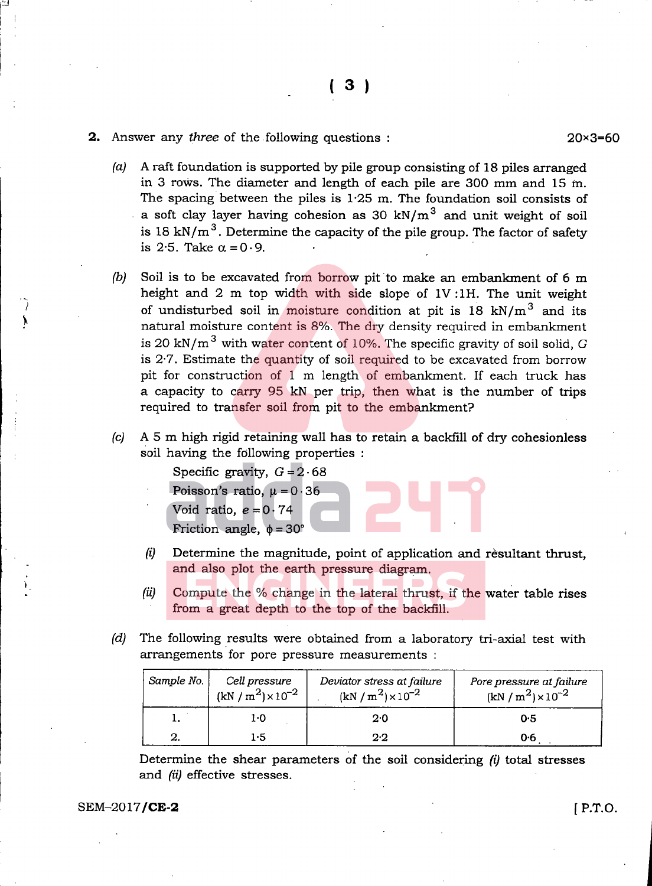**2.** Answer any *three* of the following questions : 20×3=60

*(a)* A raft foundation is supported by pile group consisting of 18 piles arranged in 3 rows. The diameter and length of each pile are 300 mm and 15 m. The spacing between the piles is 1·25 m. The foundation soil consists of a soft clay layer having cohesion as 30 $kN/m^3$ and unit weight of soil is 18 $kN/m^3$. Determine the capacity of the pile group. The factor of safety is 2·5. Take $\alpha = 0 \cdot 9$.

*(b)* Soil is to be excavated from borrow pit to make an embankment of 6 m height and 2 m top width with side slope of 1V :1H. The unit weight of undisturbed soil in moisture condition at pit is 18 $kN/m^3$ and its natural moisture content is 8%. The dry density required in embankment is 20 $kN/m^3$ with water content of 10%. The specific gravity of soil solid, $G$ is 2·7. Estimate the quantity of soil required to be excavated from borrow pit for construction of 1 m length of embankment. If each truck has a capacity to carry 95 kN per trip, then what is the number of trips required to transfer soil from pit to the embankment?

*(c)* A 5 m high rigid retaining wall has to retain a backfill of dry cohesionless soil having the following properties :

Specific gravity, $G = 2 \cdot 68$

Poisson's ratio, $\mu = 0 \cdot 36$

Void ratio, $e = 0 \cdot 74$

Friction angle, $\phi = 30°$

*(i)* Determine the magnitude, point of application and rèsultant thrust, and also plot the earth pressure diagram.

*(ii)* Compute the % change in the lateral thrust, if the water table rises from a great depth to the top of the backfill.

*(d)* The following results were obtained from a laboratory tri-axial test with arrangements for pore pressure measurements :

| *Sample No.* | *Cell pressure* $(kN/m^2) \times 10^{-2}$ | *Deviator stress at failure* $(kN/m^2) \times 10^{-2}$ | *Pore pressure at failure* $(kN/m^2) \times 10^{-2}$ |
|---|---|---|---|
| 1. | 1·0 | 2·0 | 0·5 |
| 2. | 1·5 | 2·2 | 0·6 |

Determine the shear parameters of the soil considering *(i)* total stresses and *(ii)* effective stresses.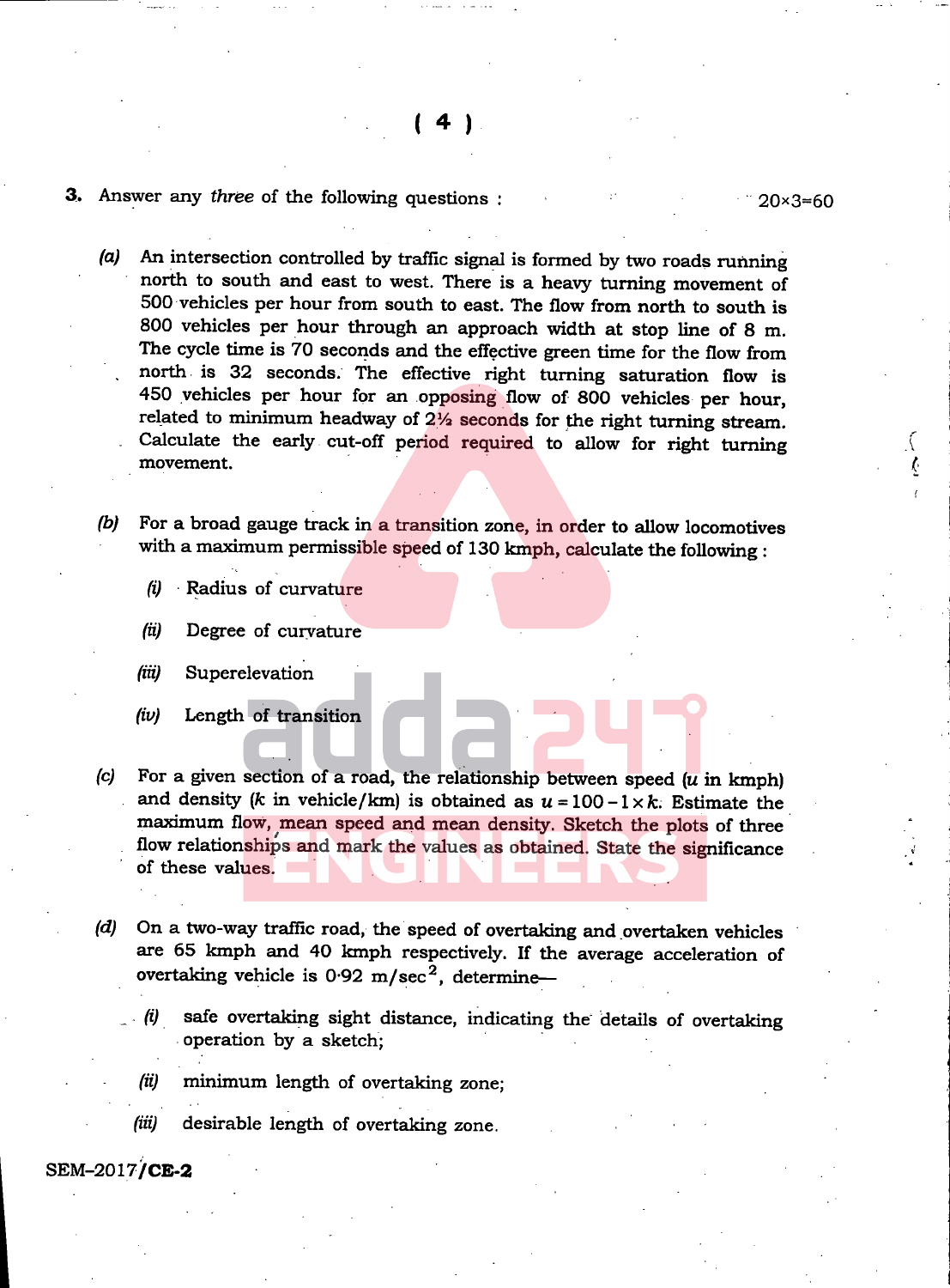3. Answer any *three* of the following questions : 20×3=60

*(a)* An intersection controlled by traffic signal is formed by two roads running north to south and east to west. There is a heavy turning movement of 500 vehicles per hour from south to east. The flow from north to south is 800 vehicles per hour through an approach width at stop line of 8 m. The cycle time is 70 seconds and the effective green time for the flow from north is 32 seconds. The effective right turning saturation flow is 450 vehicles per hour for an opposing flow of 800 vehicles per hour, related to minimum headway of 2½ seconds for the right turning stream. Calculate the early cut-off period required to allow for right turning movement.

*(b)* For a broad gauge track in a transition zone, in order to allow locomotives with a maximum permissible speed of 130 kmph, calculate the following :

*(i)* Radius of curvature

*(ii)* Degree of curvature

*(iii)* Superelevation

*(iv)* Length of transition

*(c)* For a given section of a road, the relationship between speed ($u$ in kmph) and density ($k$ in vehicle/km) is obtained as $u = 100 - 1 \times k$. Estimate the maximum flow, mean speed and mean density. Sketch the plots of three flow relationships and mark the values as obtained. State the significance of these values.

*(d)* On a two-way traffic road, the speed of overtaking and overtaken vehicles are 65 kmph and 40 kmph respectively. If the average acceleration of overtaking vehicle is 0·92 m/sec$^2$, determine—

*(i)* safe overtaking sight distance, indicating the details of overtaking operation by a sketch;

*(ii)* minimum length of overtaking zone;

*(iii)* desirable length of overtaking zone.

SEM–2017/**CE-2**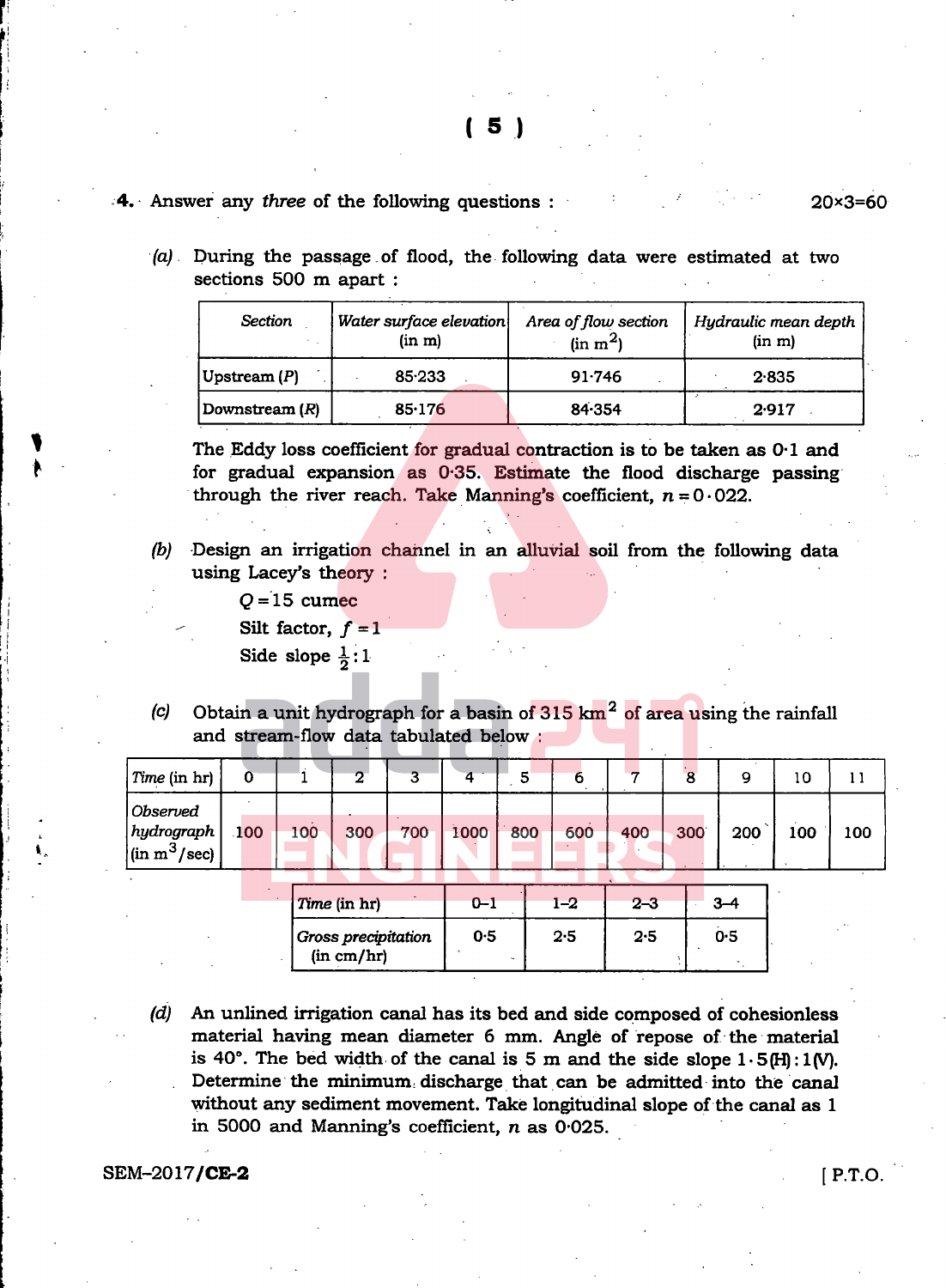**4.** Answer any *three* of the following questions : 20×3=60

*(a)* During the passage of flood, the following data were estimated at two sections 500 m apart :

| *Section* | *Water surface elevation* (in m) | *Area of flow section* (in $m^2$) | *Hydraulic mean depth* (in m) |
|---|---|---|---|
| Upstream (*P*) | 85·233 | 91·746 | 2·835 |
| Downstream (*R*) | 85·176 | 84·354 | 2·917 |

The Eddy loss coefficient for gradual contraction is to be taken as 0·1 and for gradual expansion as 0·35. Estimate the flood discharge passing through the river reach. Take Manning's coefficient, $n = 0 \cdot 022$.

*(b)* Design an irrigation channel in an alluvial soil from the following data using Lacey's theory :

$Q = 15$ cumec

Silt factor, $f = 1$

Side slope $\frac{1}{2} : 1$

*(c)* Obtain a unit hydrograph for a basin of 315 $km^2$ of area using the rainfall and stream-flow data tabulated below :

| *Time* (in hr) | 0 | 1 | 2 | 3 | 4 | 5 | 6 | 7 | 8 | 9 | 10 | 11 |
|---|---|---|---|---|---|---|---|---|---|---|---|---|
| *Observed hydrograph* (in $m^3$/sec) | 100 | 100 | 300 | 700 | 1000 | 800 | 600 | 400 | 300 | 200 | 100 | 100 |

| *Time* (in hr) | 0–1 | 1–2 | 2–3 | 3–4 |
|---|---|---|---|---|
| *Gross precipitation* (in cm/hr) | 0·5 | 2·5 | 2·5 | 0·5 |

*(d)* An unlined irrigation canal has its bed and side composed of cohesionless material having mean diameter 6 mm. Angle of repose of the material is 40°. The bed width of the canal is 5 m and the side slope 1·5(H) : 1(V). Determine the minimum discharge that can be admitted into the canal without any sediment movement. Take longitudinal slope of the canal as 1 in 5000 and Manning's coefficient, *n* as 0·025.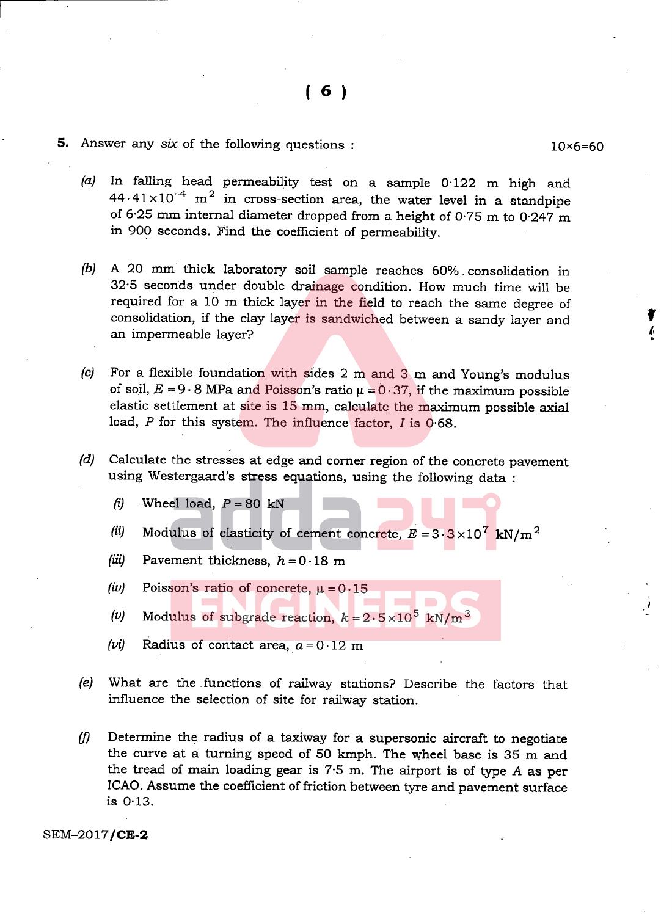**5.** Answer any *six* of the following questions : 10×6=60

*(a)* In falling head permeability test on a sample 0·122 m high and $44 \cdot 41 \times 10^{-4}$ m$^2$ in cross-section area, the water level in a standpipe of 6·25 mm internal diameter dropped from a height of 0·75 m to 0·247 m in 900 seconds. Find the coefficient of permeability.

*(b)* A 20 mm thick laboratory soil sample reaches 60% consolidation in 32·5 seconds under double drainage condition. How much time will be required for a 10 m thick layer in the field to reach the same degree of consolidation, if the clay layer is sandwiched between a sandy layer and an impermeable layer?

*(c)* For a flexible foundation with sides 2 m and 3 m and Young's modulus of soil, $E = 9 \cdot 8$ MPa and Poisson's ratio $\mu = 0 \cdot 37$, if the maximum possible elastic settlement at site is 15 mm, calculate the maximum possible axial load, $P$ for this system. The influence factor, $I$ is 0·68.

*(d)* Calculate the stresses at edge and corner region of the concrete pavement using Westergaard's stress equations, using the following data :

*(i)* Wheel load, $P = 80$ kN

*(ii)* Modulus of elasticity of cement concrete, $E = 3 \cdot 3 \times 10^7$ kN/m$^2$

*(iii)* Pavement thickness, $h = 0 \cdot 18$ m

*(iv)* Poisson's ratio of concrete, $\mu = 0 \cdot 15$

*(v)* Modulus of subgrade reaction, $k = 2 \cdot 5 \times 10^5$ kN/m$^3$

*(vi)* Radius of contact area, $a = 0 \cdot 12$ m

*(e)* What are the functions of railway stations? Describe the factors that influence the selection of site for railway station.

*(f)* Determine the radius of a taxiway for a supersonic aircraft to negotiate the curve at a turning speed of 50 kmph. The wheel base is 35 m and the tread of main loading gear is 7·5 m. The airport is of type *A* as per ICAO. Assume the coefficient of friction between tyre and pavement surface is 0·13.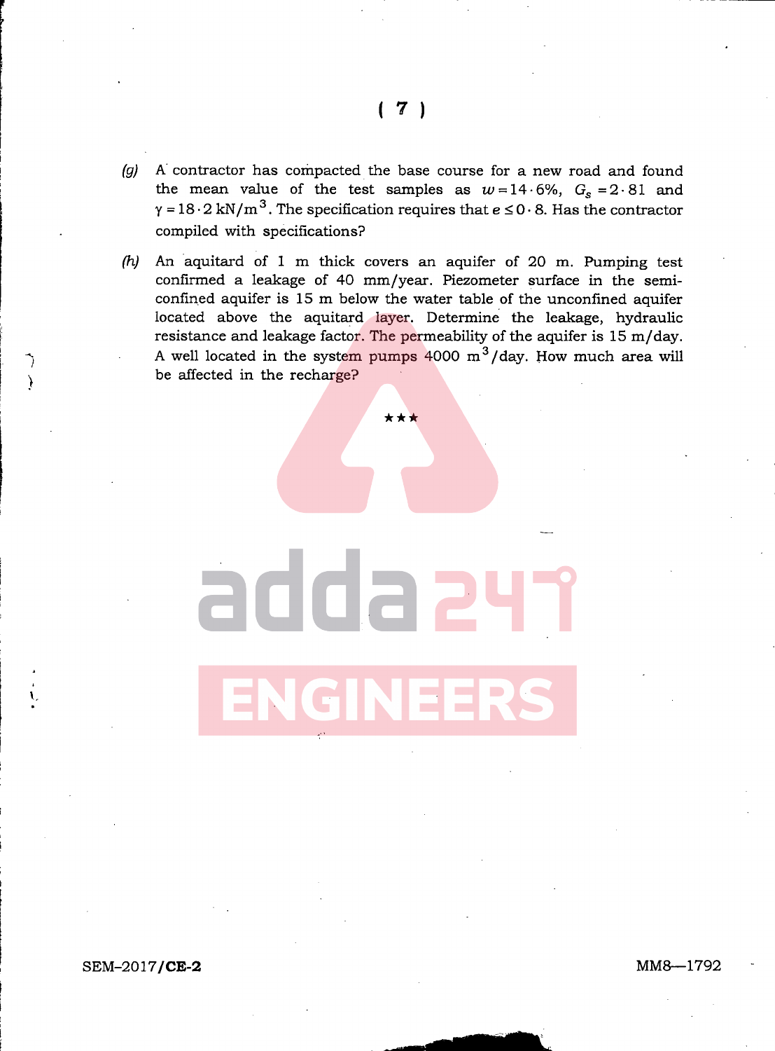(g) A contractor has compacted the base course for a new road and found the mean value of the test samples as $w = 14 \cdot 6\%$, $G_s = 2 \cdot 81$ and $\gamma = 18 \cdot 2 \text{ kN/m}^3$. The specification requires that $e \leq 0 \cdot 8$. Has the contractor compiled with specifications?

(h) An aquitard of 1 m thick covers an aquifer of 20 m. Pumping test confirmed a leakage of 40 mm/year. Piezometer surface in the semi-confined aquifer is 15 m below the water table of the unconfined aquifer located above the aquitard layer. Determine the leakage, hydraulic resistance and leakage factor. The permeability of the aquifer is 15 m/day. A well located in the system pumps 4000 $\text{m}^3$/day. How much area will be affected in the recharge?

★★★

SEM–2017/**CE-2** MM8—1792